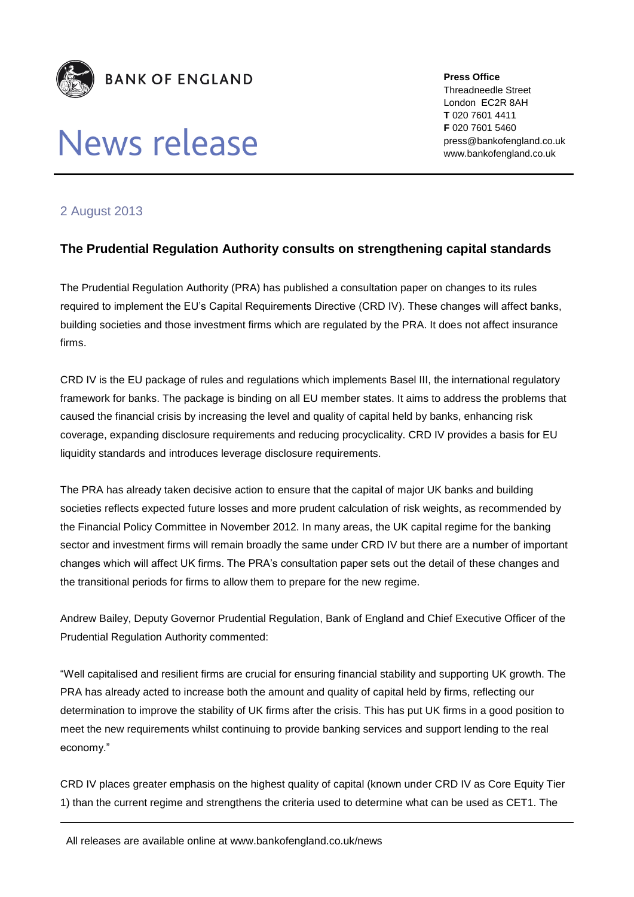**BANK OF ENGLAND**

# News release

**Press Office**
Threadneedle Street
London EC2R 8AH
**T** 020 7601 4411
**F** 020 7601 5460
press@bankofengland.co.uk
www.bankofengland.co.uk

2 August 2013

## The Prudential Regulation Authority consults on strengthening capital standards

The Prudential Regulation Authority (PRA) has published a consultation paper on changes to its rules required to implement the EU's Capital Requirements Directive (CRD IV). These changes will affect banks, building societies and those investment firms which are regulated by the PRA. It does not affect insurance firms.

CRD IV is the EU package of rules and regulations which implements Basel III, the international regulatory framework for banks. The package is binding on all EU member states. It aims to address the problems that caused the financial crisis by increasing the level and quality of capital held by banks, enhancing risk coverage, expanding disclosure requirements and reducing procyclicality. CRD IV provides a basis for EU liquidity standards and introduces leverage disclosure requirements.

The PRA has already taken decisive action to ensure that the capital of major UK banks and building societies reflects expected future losses and more prudent calculation of risk weights, as recommended by the Financial Policy Committee in November 2012. In many areas, the UK capital regime for the banking sector and investment firms will remain broadly the same under CRD IV but there are a number of important changes which will affect UK firms. The PRA's consultation paper sets out the detail of these changes and the transitional periods for firms to allow them to prepare for the new regime.

Andrew Bailey, Deputy Governor Prudential Regulation, Bank of England and Chief Executive Officer of the Prudential Regulation Authority commented:

"Well capitalised and resilient firms are crucial for ensuring financial stability and supporting UK growth. The PRA has already acted to increase both the amount and quality of capital held by firms, reflecting our determination to improve the stability of UK firms after the crisis. This has put UK firms in a good position to meet the new requirements whilst continuing to provide banking services and support lending to the real economy."

CRD IV places greater emphasis on the highest quality of capital (known under CRD IV as Core Equity Tier 1) than the current regime and strengthens the criteria used to determine what can be used as CET1. The

All releases are available online at www.bankofengland.co.uk/news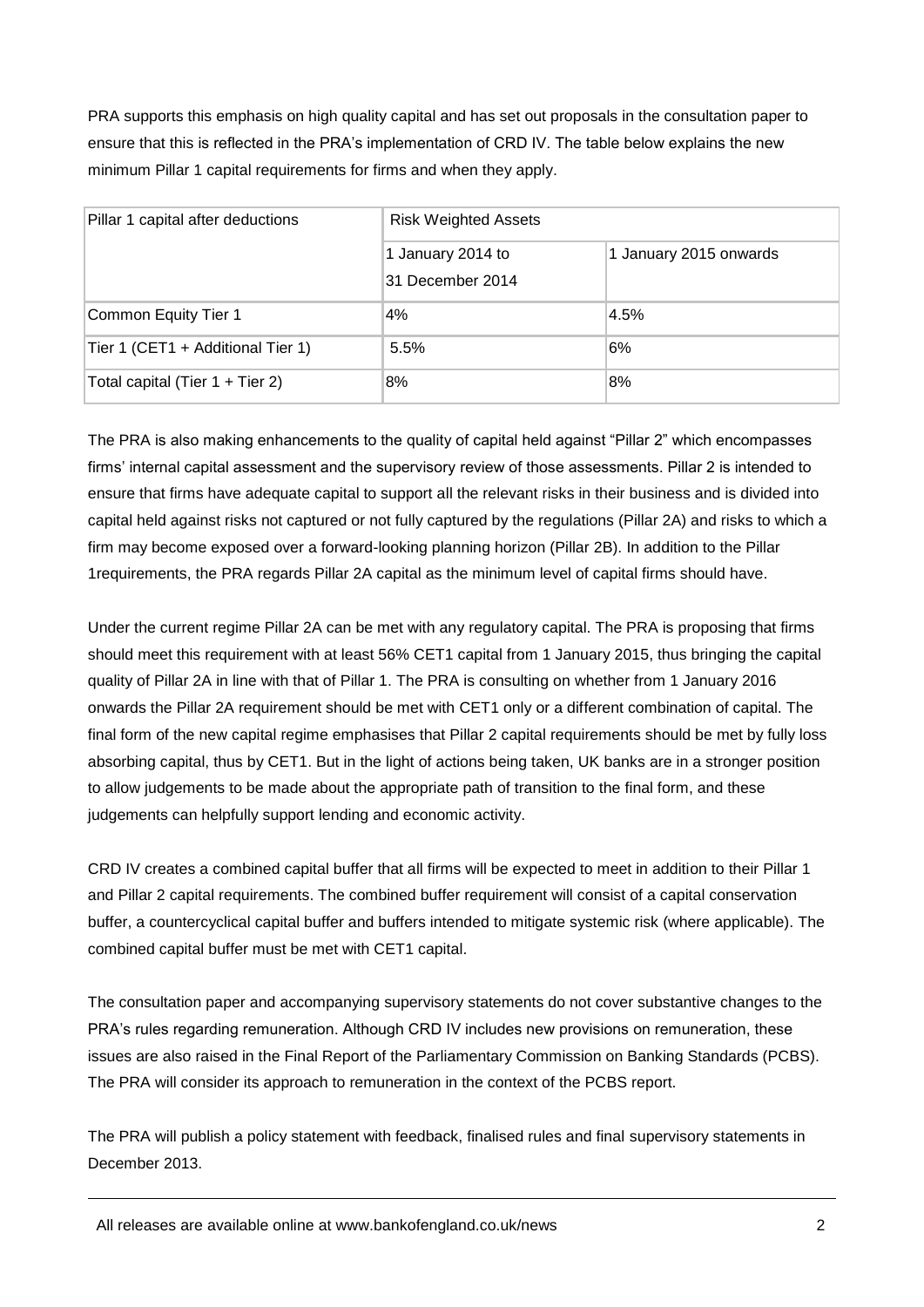PRA supports this emphasis on high quality capital and has set out proposals in the consultation paper to ensure that this is reflected in the PRA's implementation of CRD IV. The table below explains the new minimum Pillar 1 capital requirements for firms and when they apply.

| Pillar 1 capital after deductions | Risk Weighted Assets | |
|---|---|---|
| | 1 January 2014 to 31 December 2014 | 1 January 2015 onwards |
| Common Equity Tier 1 | 4% | 4.5% |
| Tier 1 (CET1 + Additional Tier 1) | 5.5% | 6% |
| Total capital (Tier 1 + Tier 2) | 8% | 8% |

The PRA is also making enhancements to the quality of capital held against "Pillar 2" which encompasses firms' internal capital assessment and the supervisory review of those assessments. Pillar 2 is intended to ensure that firms have adequate capital to support all the relevant risks in their business and is divided into capital held against risks not captured or not fully captured by the regulations (Pillar 2A) and risks to which a firm may become exposed over a forward-looking planning horizon (Pillar 2B). In addition to the Pillar 1requirements, the PRA regards Pillar 2A capital as the minimum level of capital firms should have.

Under the current regime Pillar 2A can be met with any regulatory capital. The PRA is proposing that firms should meet this requirement with at least 56% CET1 capital from 1 January 2015, thus bringing the capital quality of Pillar 2A in line with that of Pillar 1. The PRA is consulting on whether from 1 January 2016 onwards the Pillar 2A requirement should be met with CET1 only or a different combination of capital. The final form of the new capital regime emphasises that Pillar 2 capital requirements should be met by fully loss absorbing capital, thus by CET1. But in the light of actions being taken, UK banks are in a stronger position to allow judgements to be made about the appropriate path of transition to the final form, and these judgements can helpfully support lending and economic activity.

CRD IV creates a combined capital buffer that all firms will be expected to meet in addition to their Pillar 1 and Pillar 2 capital requirements. The combined buffer requirement will consist of a capital conservation buffer, a countercyclical capital buffer and buffers intended to mitigate systemic risk (where applicable). The combined capital buffer must be met with CET1 capital.

The consultation paper and accompanying supervisory statements do not cover substantive changes to the PRA's rules regarding remuneration. Although CRD IV includes new provisions on remuneration, these issues are also raised in the Final Report of the Parliamentary Commission on Banking Standards (PCBS). The PRA will consider its approach to remuneration in the context of the PCBS report.

The PRA will publish a policy statement with feedback, finalised rules and final supervisory statements in December 2013.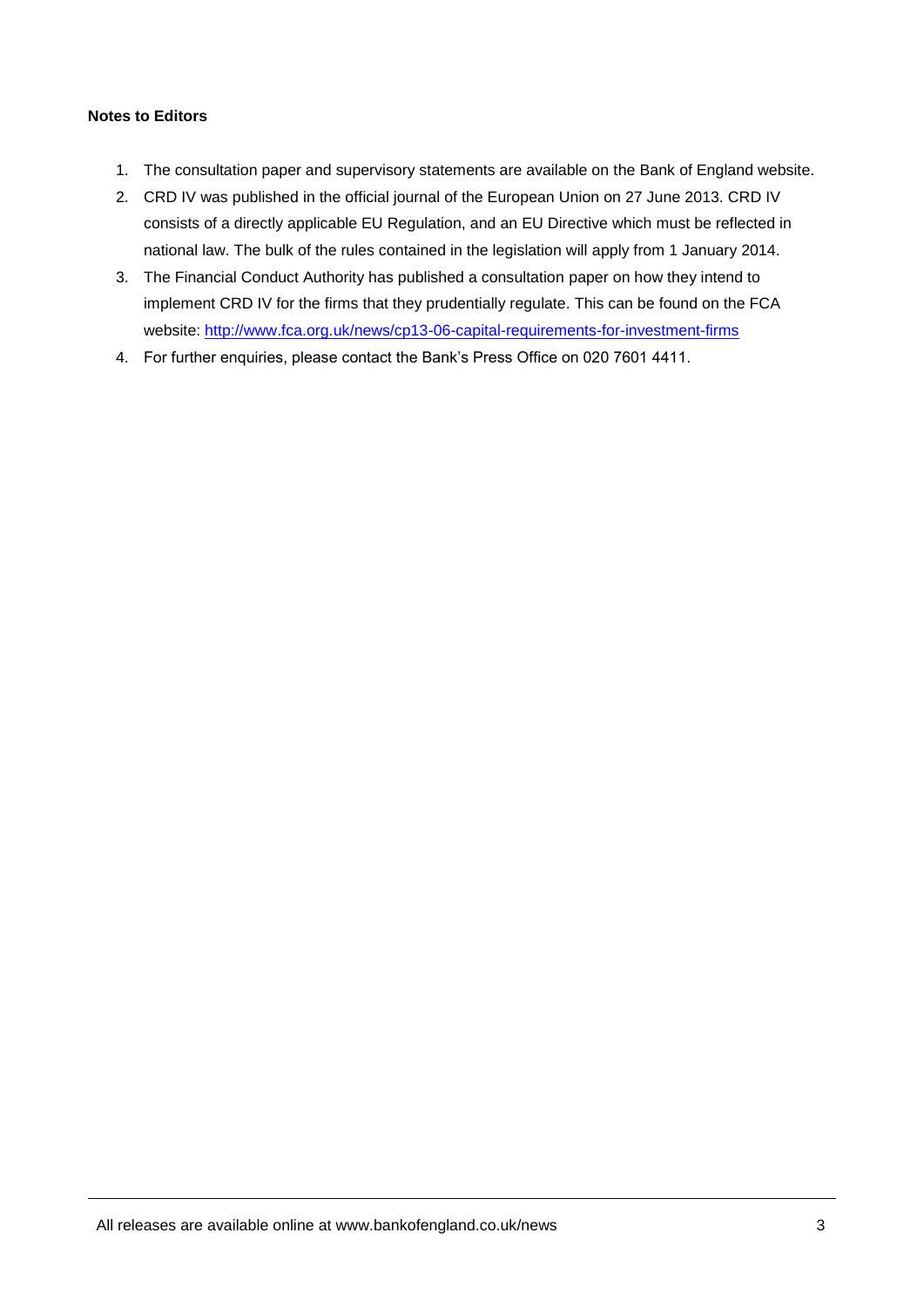**Notes to Editors**

1. The consultation paper and supervisory statements are available on the Bank of England website.
2. CRD IV was published in the official journal of the European Union on 27 June 2013. CRD IV consists of a directly applicable EU Regulation, and an EU Directive which must be reflected in national law. The bulk of the rules contained in the legislation will apply from 1 January 2014.
3. The Financial Conduct Authority has published a consultation paper on how they intend to implement CRD IV for the firms that they prudentially regulate. This can be found on the FCA website: http://www.fca.org.uk/news/cp13-06-capital-requirements-for-investment-firms
4. For further enquiries, please contact the Bank's Press Office on 020 7601 4411.